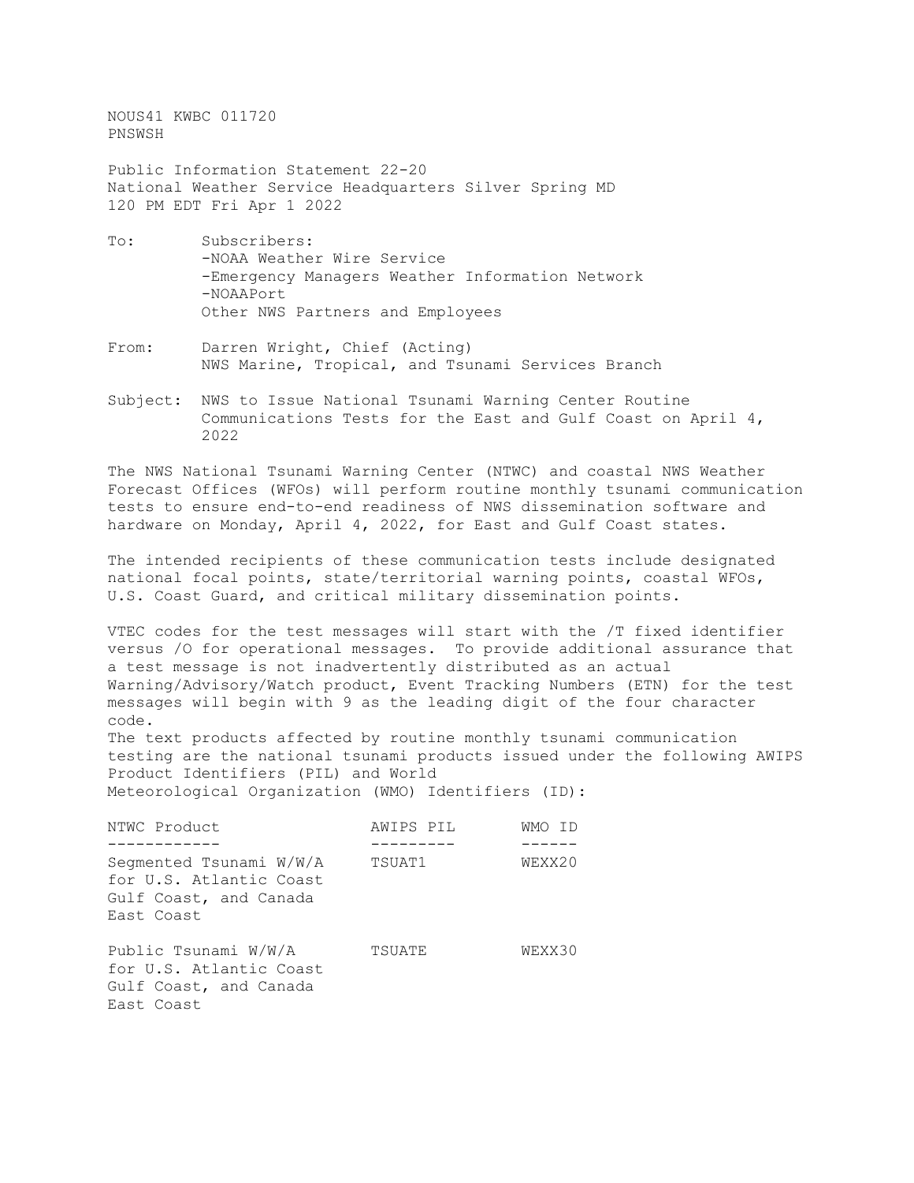NOUS41 KWBC 011720
PNSWSH

Public Information Statement 22-20
National Weather Service Headquarters Silver Spring MD
120 PM EDT Fri Apr 1 2022

To: Subscribers:
-NOAA Weather Wire Service
-Emergency Managers Weather Information Network
-NOAAPort
Other NWS Partners and Employees

From: Darren Wright, Chief (Acting)
NWS Marine, Tropical, and Tsunami Services Branch

Subject: NWS to Issue National Tsunami Warning Center Routine Communications Tests for the East and Gulf Coast on April 4, 2022

The NWS National Tsunami Warning Center (NTWC) and coastal NWS Weather Forecast Offices (WFOs) will perform routine monthly tsunami communication tests to ensure end-to-end readiness of NWS dissemination software and hardware on Monday, April 4, 2022, for East and Gulf Coast states.

The intended recipients of these communication tests include designated national focal points, state/territorial warning points, coastal WFOs, U.S. Coast Guard, and critical military dissemination points.

VTEC codes for the test messages will start with the /T fixed identifier versus /O for operational messages. To provide additional assurance that a test message is not inadvertently distributed as an actual Warning/Advisory/Watch product, Event Tracking Numbers (ETN) for the test messages will begin with 9 as the leading digit of the four character code.

The text products affected by routine monthly tsunami communication testing are the national tsunami products issued under the following AWIPS Product Identifiers (PIL) and World Meteorological Organization (WMO) Identifiers (ID):

| NTWC Product | AWIPS PIL | WMO ID |
| --- | --- | --- |
| Segmented Tsunami W/W/A for U.S. Atlantic Coast Gulf Coast, and Canada East Coast | TSUAT1 | WEXX20 |
| Public Tsunami W/W/A for U.S. Atlantic Coast Gulf Coast, and Canada East Coast | TSUATE | WEXX30 |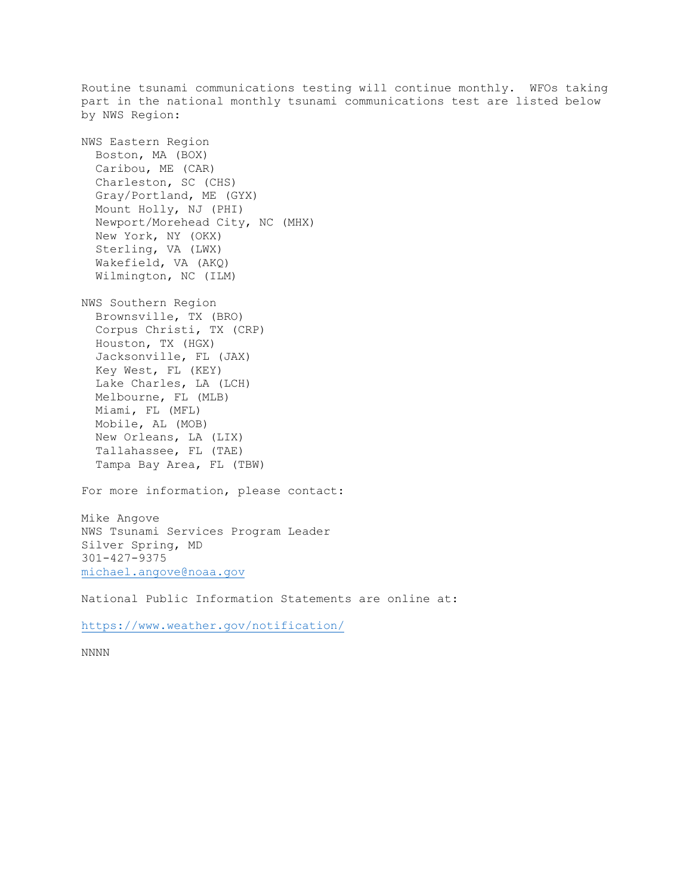Routine tsunami communications testing will continue monthly. WFOs taking part in the national monthly tsunami communications test are listed below by NWS Region:

NWS Eastern Region

- Boston, MA (BOX)
- Caribou, ME (CAR)
- Charleston, SC (CHS)
- Gray/Portland, ME (GYX)
- Mount Holly, NJ (PHI)
- Newport/Morehead City, NC (MHX)
- New York, NY (OKX)
- Sterling, VA (LWX)
- Wakefield, VA (AKQ)
- Wilmington, NC (ILM)

NWS Southern Region

- Brownsville, TX (BRO)
- Corpus Christi, TX (CRP)
- Houston, TX (HGX)
- Jacksonville, FL (JAX)
- Key West, FL (KEY)
- Lake Charles, LA (LCH)
- Melbourne, FL (MLB)
- Miami, FL (MFL)
- Mobile, AL (MOB)
- New Orleans, LA (LIX)
- Tallahassee, FL (TAE)
- Tampa Bay Area, FL (TBW)

For more information, please contact:

Mike Angove
NWS Tsunami Services Program Leader
Silver Spring, MD
301-427-9375
michael.angove@noaa.gov

National Public Information Statements are online at:

https://www.weather.gov/notification/

NNNN